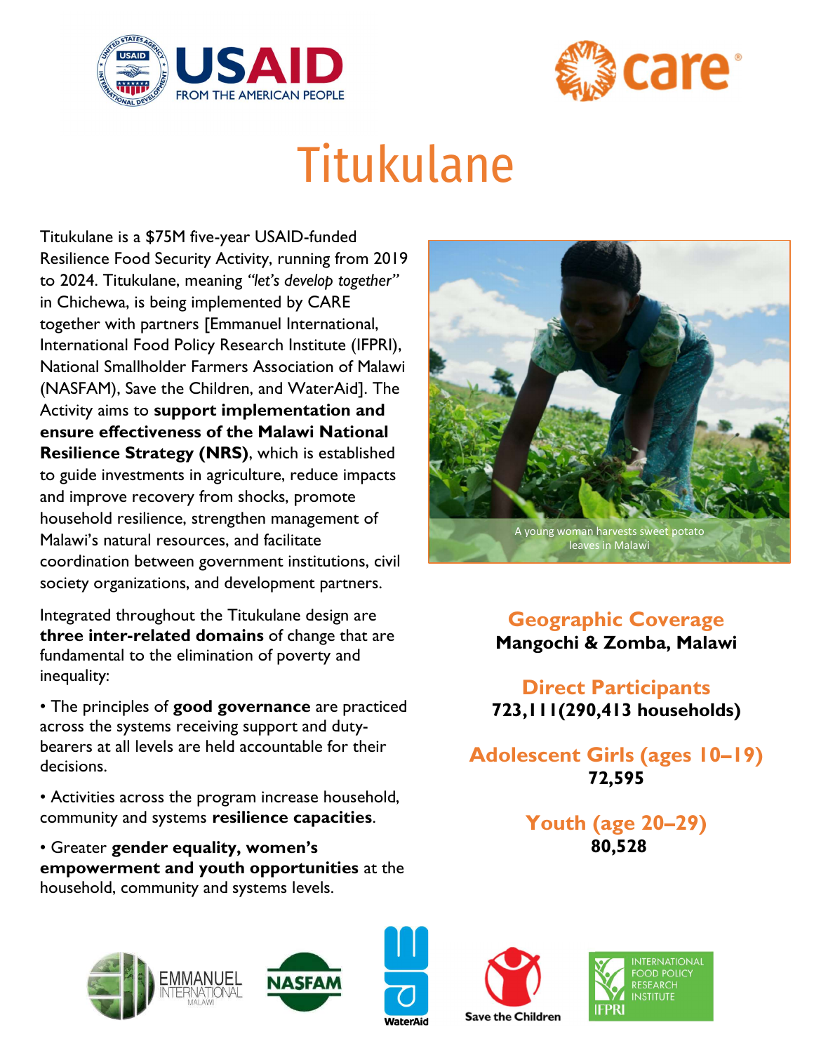# Titukulane

Titukulane is a $75M five-year USAID-funded Resilience Food Security Activity, running from 2019 to 2024. Titukulane, meaning *"let's develop together"* in Chichewa, is being implemented by CARE together with partners [Emmanuel International, International Food Policy Research Institute (IFPRI), National Smallholder Farmers Association of Malawi (NASFAM), Save the Children, and WaterAid]. The Activity aims to **support implementation and ensure effectiveness of the Malawi National Resilience Strategy (NRS)**, which is established to guide investments in agriculture, reduce impacts and improve recovery from shocks, promote household resilience, strengthen management of Malawi's natural resources, and facilitate coordination between government institutions, civil society organizations, and development partners.

A young woman harvests sweet potato leaves in Malawi

Integrated throughout the Titukulane design are **three inter-related domains** of change that are fundamental to the elimination of poverty and inequality:

- The principles of **good governance** are practiced across the systems receiving support and duty-bearers at all levels are held accountable for their decisions.
- Activities across the program increase household, community and systems **resilience capacities**.
- Greater **gender equality, women's empowerment and youth opportunities** at the household, community and systems levels.

### Geographic Coverage
**Mangochi & Zomba, Malawi**

### Direct Participants
**723,111(290,413 households)**

### Adolescent Girls (ages 10–19)
**72,595**

### Youth (age 20–29)
**80,528**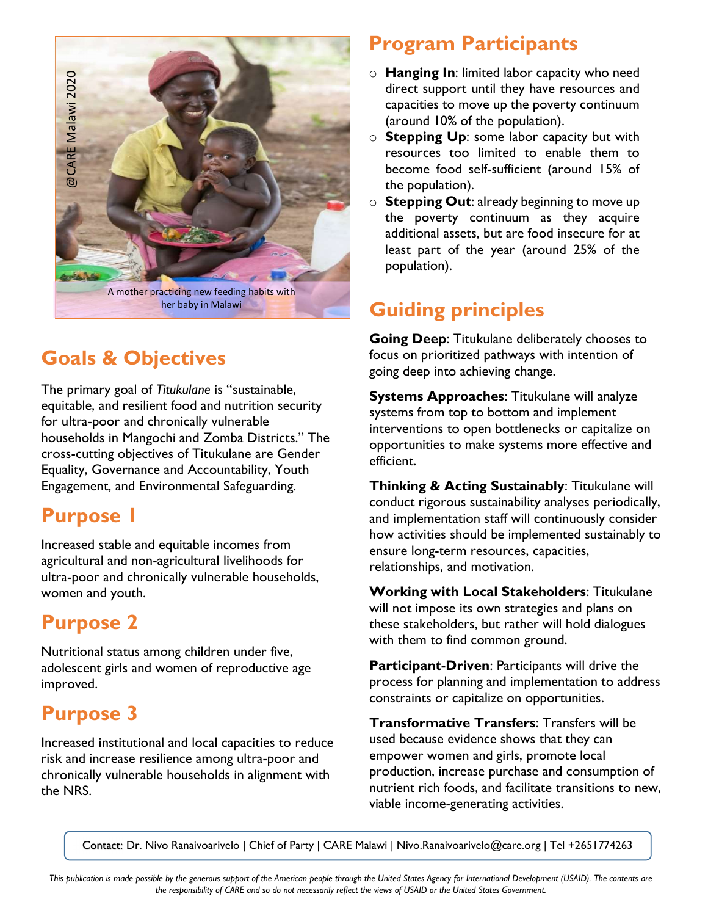@CARE Malawi 2020

A mother practicing new feeding habits with her baby in Malawi

## Goals & Objectives

The primary goal of *Titukulane* is "sustainable, equitable, and resilient food and nutrition security for ultra-poor and chronically vulnerable households in Mangochi and Zomba Districts." The cross-cutting objectives of Titukulane are Gender Equality, Governance and Accountability, Youth Engagement, and Environmental Safeguarding.

## Purpose 1

Increased stable and equitable incomes from agricultural and non-agricultural livelihoods for ultra-poor and chronically vulnerable households, women and youth.

## Purpose 2

Nutritional status among children under five, adolescent girls and women of reproductive age improved.

## Purpose 3

Increased institutional and local capacities to reduce risk and increase resilience among ultra-poor and chronically vulnerable households in alignment with the NRS.

## Program Participants

- **Hanging In**: limited labor capacity who need direct support until they have resources and capacities to move up the poverty continuum (around 10% of the population).
- **Stepping Up**: some labor capacity but with resources too limited to enable them to become food self-sufficient (around 15% of the population).
- **Stepping Out**: already beginning to move up the poverty continuum as they acquire additional assets, but are food insecure for at least part of the year (around 25% of the population).

## Guiding principles

**Going Deep**: Titukulane deliberately chooses to focus on prioritized pathways with intention of going deep into achieving change.

**Systems Approaches**: Titukulane will analyze systems from top to bottom and implement interventions to open bottlenecks or capitalize on opportunities to make systems more effective and efficient.

**Thinking & Acting Sustainably**: Titukulane will conduct rigorous sustainability analyses periodically, and implementation staff will continuously consider how activities should be implemented sustainably to ensure long-term resources, capacities, relationships, and motivation.

**Working with Local Stakeholders**: Titukulane will not impose its own strategies and plans on these stakeholders, but rather will hold dialogues with them to find common ground.

**Participant-Driven**: Participants will drive the process for planning and implementation to address constraints or capitalize on opportunities.

**Transformative Transfers**: Transfers will be used because evidence shows that they can empower women and girls, promote local production, increase purchase and consumption of nutrient rich foods, and facilitate transitions to new, viable income-generating activities.

Contact: Dr. Nivo Ranaivoarivelo | Chief of Party | CARE Malawi | Nivo.Ranaivoarivelo@care.org | Tel +2651774263

*This publication is made possible by the generous support of the American people through the United States Agency for International Development (USAID). The contents are the responsibility of CARE and so do not necessarily reflect the views of USAID or the United States Government.*